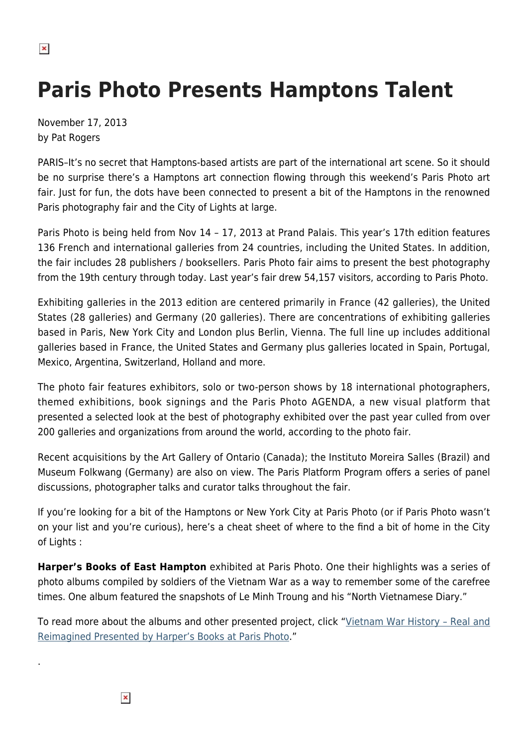# Paris Photo Presents Hamptons Talent

November 17, 2013
by Pat Rogers

PARIS–It's no secret that Hamptons-based artists are part of the international art scene. So it should be no surprise there's a Hamptons art connection flowing through this weekend's Paris Photo art fair. Just for fun, the dots have been connected to present a bit of the Hamptons in the renowned Paris photography fair and the City of Lights at large.

Paris Photo is being held from Nov 14 – 17, 2013 at Prand Palais. This year's 17th edition features 136 French and international galleries from 24 countries, including the United States. In addition, the fair includes 28 publishers / booksellers. Paris Photo fair aims to present the best photography from the 19th century through today. Last year's fair drew 54,157 visitors, according to Paris Photo.

Exhibiting galleries in the 2013 edition are centered primarily in France (42 galleries), the United States (28 galleries) and Germany (20 galleries). There are concentrations of exhibiting galleries based in Paris, New York City and London plus Berlin, Vienna. The full line up includes additional galleries based in France, the United States and Germany plus galleries located in Spain, Portugal, Mexico, Argentina, Switzerland, Holland and more.

The photo fair features exhibitors, solo or two-person shows by 18 international photographers, themed exhibitions, book signings and the Paris Photo AGENDA, a new visual platform that presented a selected look at the best of photography exhibited over the past year culled from over 200 galleries and organizations from around the world, according to the photo fair.

Recent acquisitions by the Art Gallery of Ontario (Canada); the Instituto Moreira Salles (Brazil) and Museum Folkwang (Germany) are also on view. The Paris Platform Program offers a series of panel discussions, photographer talks and curator talks throughout the fair.

If you're looking for a bit of the Hamptons or New York City at Paris Photo (or if Paris Photo wasn't on your list and you're curious), here's a cheat sheet of where to the find a bit of home in the City of Lights :

**Harper's Books of East Hampton** exhibited at Paris Photo. One their highlights was a series of photo albums compiled by soldiers of the Vietnam War as a way to remember some of the carefree times. One album featured the snapshots of Le Minh Troung and his "North Vietnamese Diary."

To read more about the albums and other presented project, click "Vietnam War History – Real and Reimagined Presented by Harper's Books at Paris Photo."

.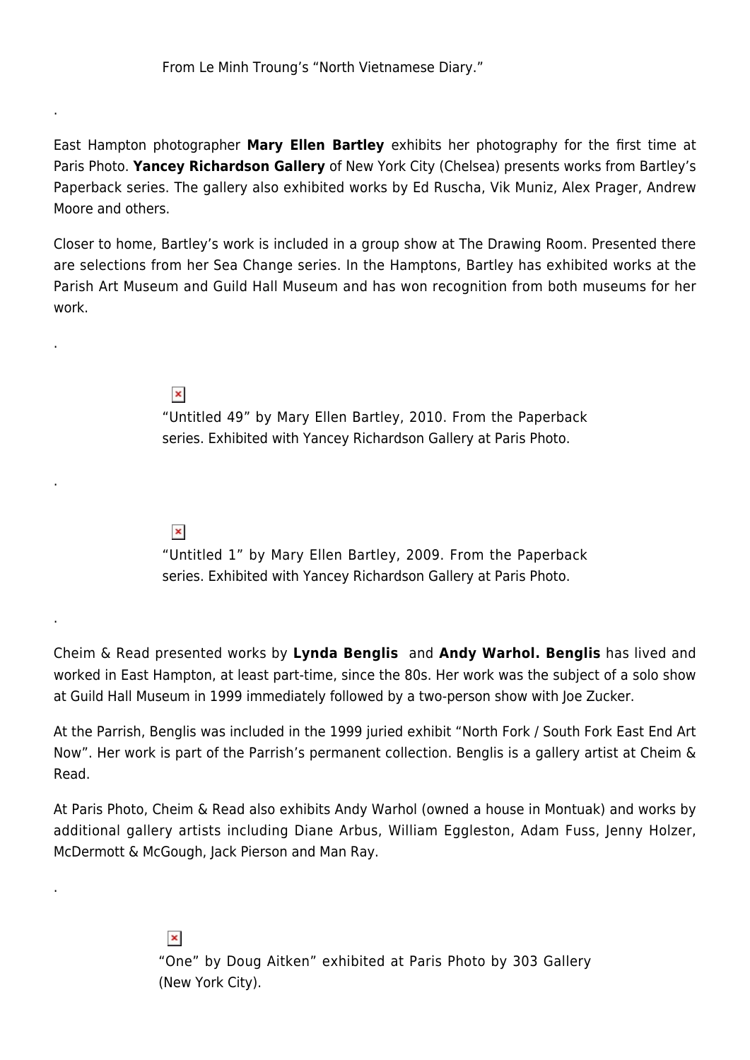From Le Minh Troung's "North Vietnamese Diary."

.

East Hampton photographer **Mary Ellen Bartley** exhibits her photography for the first time at Paris Photo. **Yancey Richardson Gallery** of New York City (Chelsea) presents works from Bartley's Paperback series. The gallery also exhibited works by Ed Ruscha, Vik Muniz, Alex Prager, Andrew Moore and others.

Closer to home, Bartley's work is included in a group show at The Drawing Room. Presented there are selections from her Sea Change series. In the Hamptons, Bartley has exhibited works at the Parish Art Museum and Guild Hall Museum and has won recognition from both museums for her work.

.

"Untitled 49" by Mary Ellen Bartley, 2010. From the Paperback series. Exhibited with Yancey Richardson Gallery at Paris Photo.

.

"Untitled 1" by Mary Ellen Bartley, 2009. From the Paperback series. Exhibited with Yancey Richardson Gallery at Paris Photo.

.

Cheim & Read presented works by **Lynda Benglis** and **Andy Warhol. Benglis** has lived and worked in East Hampton, at least part-time, since the 80s. Her work was the subject of a solo show at Guild Hall Museum in 1999 immediately followed by a two-person show with Joe Zucker.

At the Parrish, Benglis was included in the 1999 juried exhibit "North Fork / South Fork East End Art Now". Her work is part of the Parrish's permanent collection. Benglis is a gallery artist at Cheim & Read.

At Paris Photo, Cheim & Read also exhibits Andy Warhol (owned a house in Montuak) and works by additional gallery artists including Diane Arbus, William Eggleston, Adam Fuss, Jenny Holzer, McDermott & McGough, Jack Pierson and Man Ray.

.

"One" by Doug Aitken" exhibited at Paris Photo by 303 Gallery (New York City).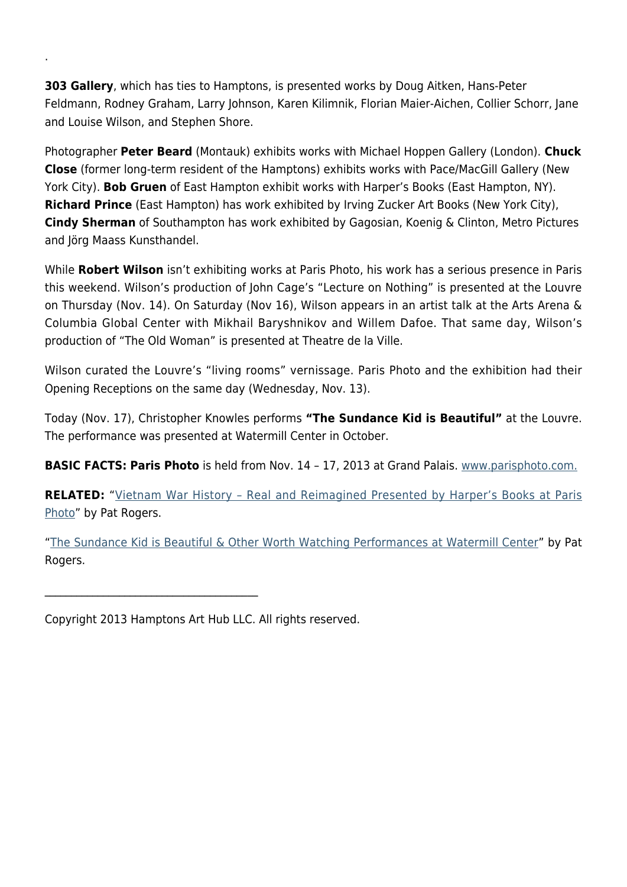.

**303 Gallery**, which has ties to Hamptons, is presented works by Doug Aitken, Hans-Peter Feldmann, Rodney Graham, Larry Johnson, Karen Kilimnik, Florian Maier-Aichen, Collier Schorr, Jane and Louise Wilson, and Stephen Shore.

Photographer **Peter Beard** (Montauk) exhibits works with Michael Hoppen Gallery (London). **Chuck Close** (former long-term resident of the Hamptons) exhibits works with Pace/MacGill Gallery (New York City). **Bob Gruen** of East Hampton exhibit works with Harper's Books (East Hampton, NY). **Richard Prince** (East Hampton) has work exhibited by Irving Zucker Art Books (New York City), **Cindy Sherman** of Southampton has work exhibited by Gagosian, Koenig & Clinton, Metro Pictures and Jörg Maass Kunsthandel.

While **Robert Wilson** isn't exhibiting works at Paris Photo, his work has a serious presence in Paris this weekend. Wilson's production of John Cage's "Lecture on Nothing" is presented at the Louvre on Thursday (Nov. 14). On Saturday (Nov 16), Wilson appears in an artist talk at the Arts Arena & Columbia Global Center with Mikhail Baryshnikov and Willem Dafoe. That same day, Wilson's production of "The Old Woman" is presented at Theatre de la Ville.

Wilson curated the Louvre's "living rooms" vernissage. Paris Photo and the exhibition had their Opening Receptions on the same day (Wednesday, Nov. 13).

Today (Nov. 17), Christopher Knowles performs **"The Sundance Kid is Beautiful"** at the Louvre. The performance was presented at Watermill Center in October.

**BASIC FACTS: Paris Photo** is held from Nov. 14 – 17, 2013 at Grand Palais. www.parisphoto.com.

**RELATED:** "Vietnam War History – Real and Reimagined Presented by Harper's Books at Paris Photo" by Pat Rogers.

"The Sundance Kid is Beautiful & Other Worth Watching Performances at Watermill Center" by Pat Rogers.

---

Copyright 2013 Hamptons Art Hub LLC. All rights reserved.